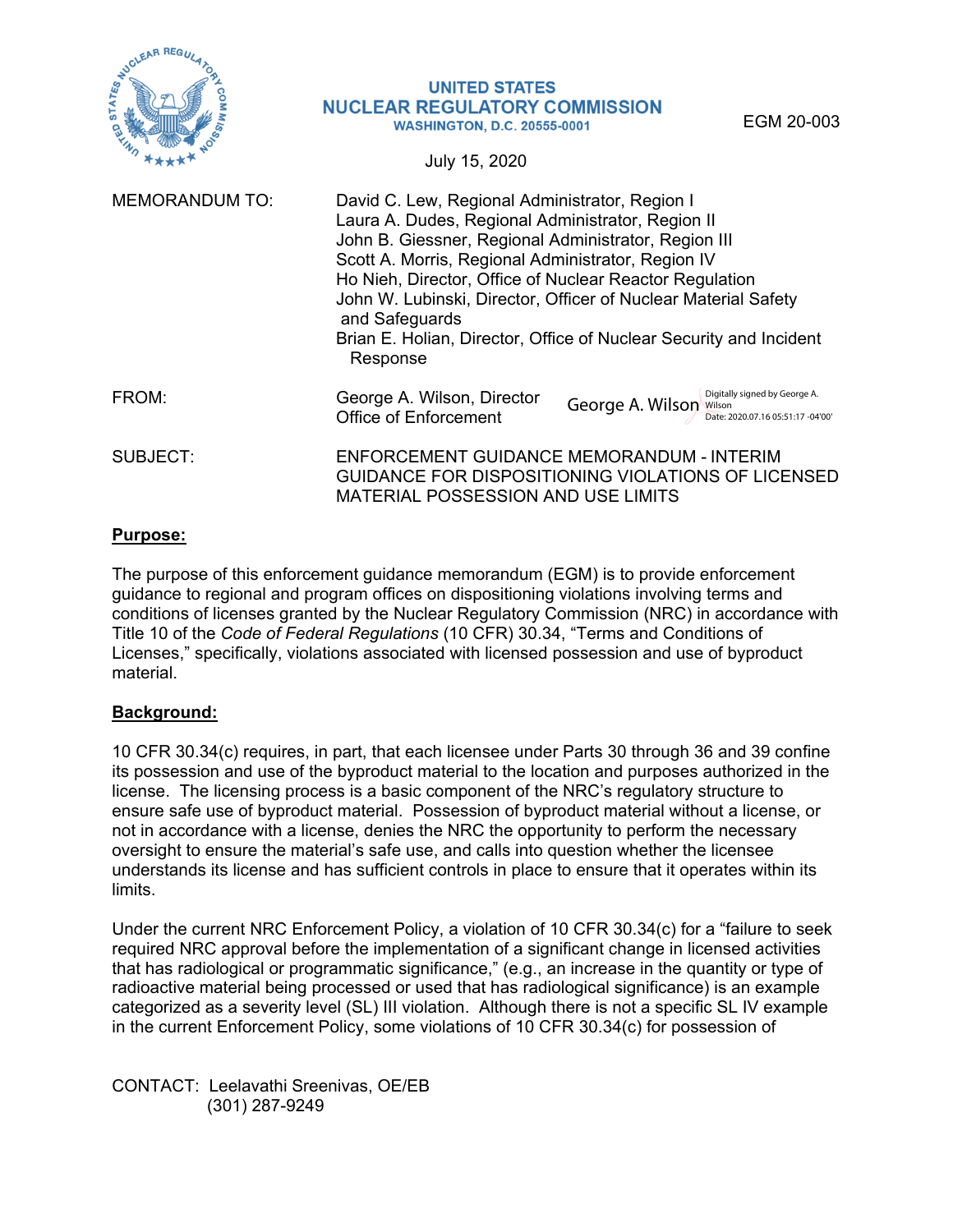UNITED STATES
NUCLEAR REGULATORY COMMISSION
WASHINGTON, D.C. 20555-0001

EGM 20-003

July 15, 2020

MEMORANDUM TO: David C. Lew, Regional Administrator, Region I
Laura A. Dudes, Regional Administrator, Region II
John B. Giessner, Regional Administrator, Region III
Scott A. Morris, Regional Administrator, Region IV
Ho Nieh, Director, Office of Nuclear Reactor Regulation
John W. Lubinski, Director, Officer of Nuclear Material Safety and Safeguards
Brian E. Holian, Director, Office of Nuclear Security and Incident Response

FROM: George A. Wilson, Director
Office of Enforcement

George A. Wilson — Digitally signed by George A. Wilson, Date: 2020.07.16 05:51:17 -04'00'

SUBJECT: ENFORCEMENT GUIDANCE MEMORANDUM - INTERIM GUIDANCE FOR DISPOSITIONING VIOLATIONS OF LICENSED MATERIAL POSSESSION AND USE LIMITS

## Purpose:

The purpose of this enforcement guidance memorandum (EGM) is to provide enforcement guidance to regional and program offices on dispositioning violations involving terms and conditions of licenses granted by the Nuclear Regulatory Commission (NRC) in accordance with Title 10 of the *Code of Federal Regulations* (10 CFR) 30.34, "Terms and Conditions of Licenses," specifically, violations associated with licensed possession and use of byproduct material.

## Background:

10 CFR 30.34(c) requires, in part, that each licensee under Parts 30 through 36 and 39 confine its possession and use of the byproduct material to the location and purposes authorized in the license. The licensing process is a basic component of the NRC's regulatory structure to ensure safe use of byproduct material. Possession of byproduct material without a license, or not in accordance with a license, denies the NRC the opportunity to perform the necessary oversight to ensure the material's safe use, and calls into question whether the licensee understands its license and has sufficient controls in place to ensure that it operates within its limits.

Under the current NRC Enforcement Policy, a violation of 10 CFR 30.34(c) for a "failure to seek required NRC approval before the implementation of a significant change in licensed activities that has radiological or programmatic significance," (e.g., an increase in the quantity or type of radioactive material being processed or used that has radiological significance) is an example categorized as a severity level (SL) III violation. Although there is not a specific SL IV example in the current Enforcement Policy, some violations of 10 CFR 30.34(c) for possession of

CONTACT: Leelavathi Sreenivas, OE/EB
(301) 287-9249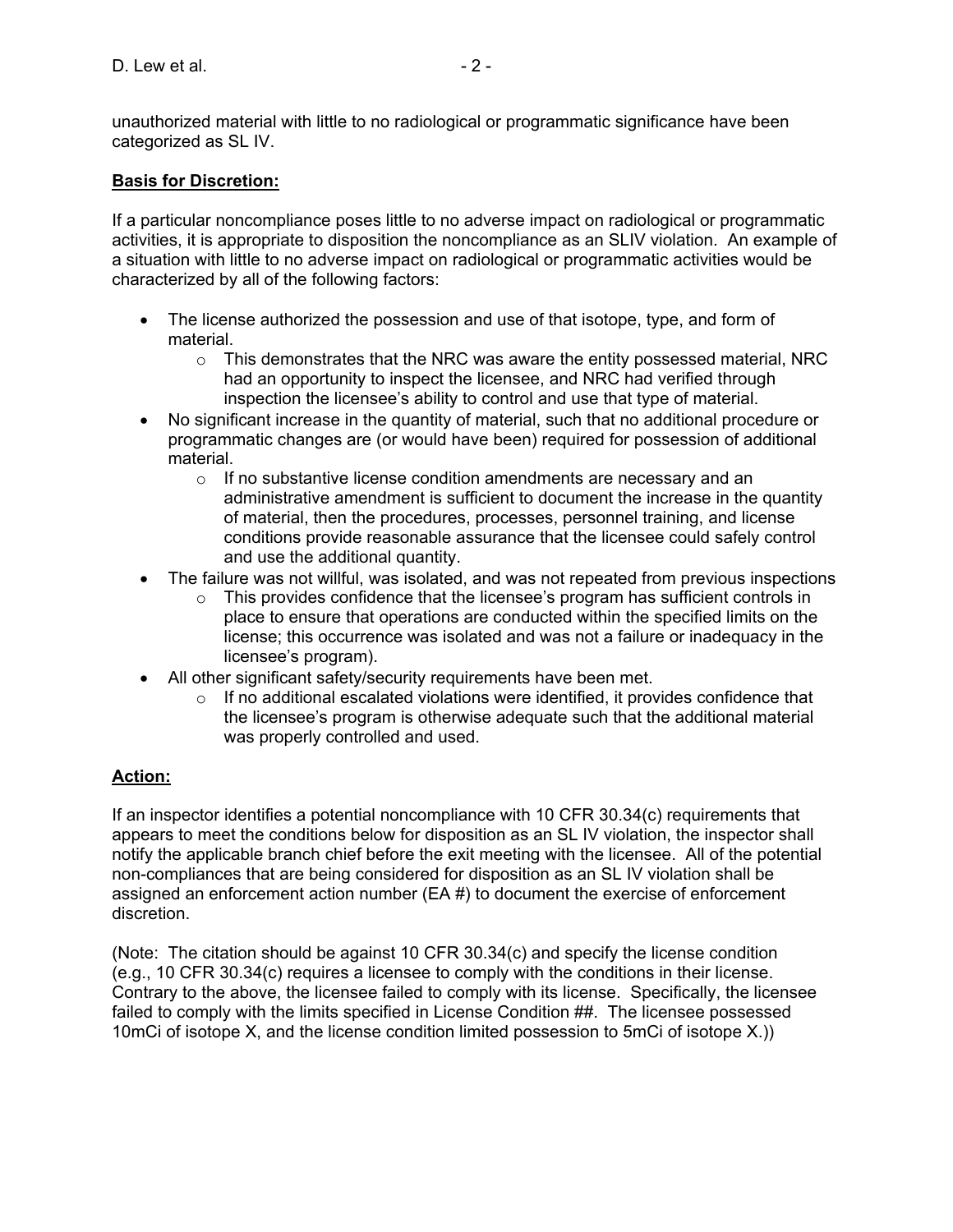unauthorized material with little to no radiological or programmatic significance have been categorized as SL IV.

**Basis for Discretion:**

If a particular noncompliance poses little to no adverse impact on radiological or programmatic activities, it is appropriate to disposition the noncompliance as an SLIV violation. An example of a situation with little to no adverse impact on radiological or programmatic activities would be characterized by all of the following factors:

- The license authorized the possession and use of that isotope, type, and form of material.
  - This demonstrates that the NRC was aware the entity possessed material, NRC had an opportunity to inspect the licensee, and NRC had verified through inspection the licensee's ability to control and use that type of material.
- No significant increase in the quantity of material, such that no additional procedure or programmatic changes are (or would have been) required for possession of additional material.
  - If no substantive license condition amendments are necessary and an administrative amendment is sufficient to document the increase in the quantity of material, then the procedures, processes, personnel training, and license conditions provide reasonable assurance that the licensee could safely control and use the additional quantity.
- The failure was not willful, was isolated, and was not repeated from previous inspections
  - This provides confidence that the licensee's program has sufficient controls in place to ensure that operations are conducted within the specified limits on the license; this occurrence was isolated and was not a failure or inadequacy in the licensee's program).
- All other significant safety/security requirements have been met.
  - If no additional escalated violations were identified, it provides confidence that the licensee's program is otherwise adequate such that the additional material was properly controlled and used.

**Action:**

If an inspector identifies a potential noncompliance with 10 CFR 30.34(c) requirements that appears to meet the conditions below for disposition as an SL IV violation, the inspector shall notify the applicable branch chief before the exit meeting with the licensee. All of the potential non-compliances that are being considered for disposition as an SL IV violation shall be assigned an enforcement action number (EA #) to document the exercise of enforcement discretion.

(Note: The citation should be against 10 CFR 30.34(c) and specify the license condition (e.g., 10 CFR 30.34(c) requires a licensee to comply with the conditions in their license. Contrary to the above, the licensee failed to comply with its license. Specifically, the licensee failed to comply with the limits specified in License Condition ##. The licensee possessed 10mCi of isotope X, and the license condition limited possession to 5mCi of isotope X.))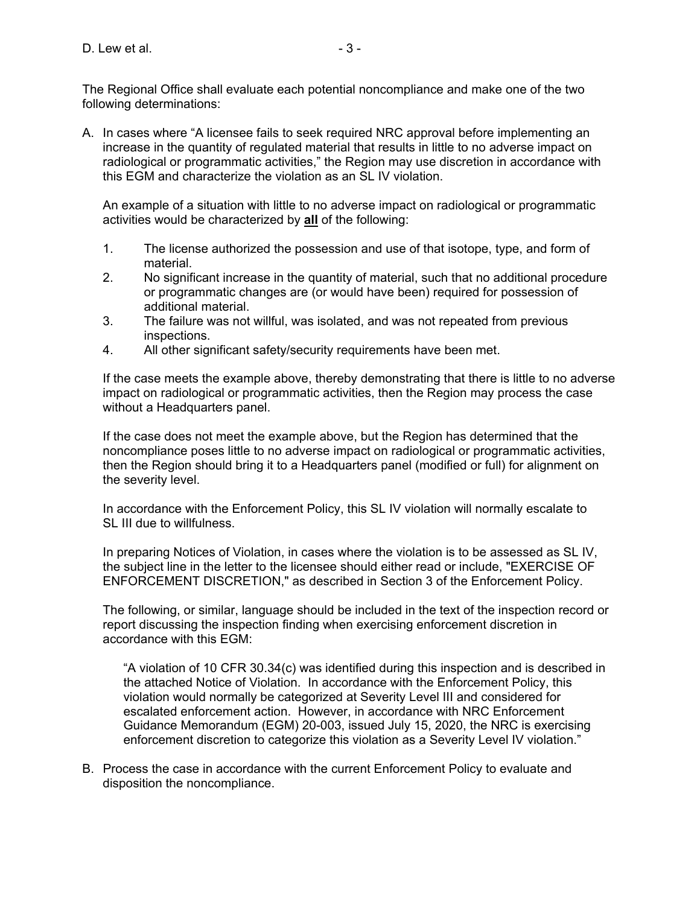The Regional Office shall evaluate each potential noncompliance and make one of the two following determinations:

A. In cases where "A licensee fails to seek required NRC approval before implementing an increase in the quantity of regulated material that results in little to no adverse impact on radiological or programmatic activities," the Region may use discretion in accordance with this EGM and characterize the violation as an SL IV violation.

   An example of a situation with little to no adverse impact on radiological or programmatic activities would be characterized by **all** of the following:

   1. The license authorized the possession and use of that isotope, type, and form of material.
   2. No significant increase in the quantity of material, such that no additional procedure or programmatic changes are (or would have been) required for possession of additional material.
   3. The failure was not willful, was isolated, and was not repeated from previous inspections.
   4. All other significant safety/security requirements have been met.

   If the case meets the example above, thereby demonstrating that there is little to no adverse impact on radiological or programmatic activities, then the Region may process the case without a Headquarters panel.

   If the case does not meet the example above, but the Region has determined that the noncompliance poses little to no adverse impact on radiological or programmatic activities, then the Region should bring it to a Headquarters panel (modified or full) for alignment on the severity level.

   In accordance with the Enforcement Policy, this SL IV violation will normally escalate to SL III due to willfulness.

   In preparing Notices of Violation, in cases where the violation is to be assessed as SL IV, the subject line in the letter to the licensee should either read or include, "EXERCISE OF ENFORCEMENT DISCRETION," as described in Section 3 of the Enforcement Policy.

   The following, or similar, language should be included in the text of the inspection record or report discussing the inspection finding when exercising enforcement discretion in accordance with this EGM:

   > "A violation of 10 CFR 30.34(c) was identified during this inspection and is described in the attached Notice of Violation. In accordance with the Enforcement Policy, this violation would normally be categorized at Severity Level III and considered for escalated enforcement action. However, in accordance with NRC Enforcement Guidance Memorandum (EGM) 20-003, issued July 15, 2020, the NRC is exercising enforcement discretion to categorize this violation as a Severity Level IV violation."

B. Process the case in accordance with the current Enforcement Policy to evaluate and disposition the noncompliance.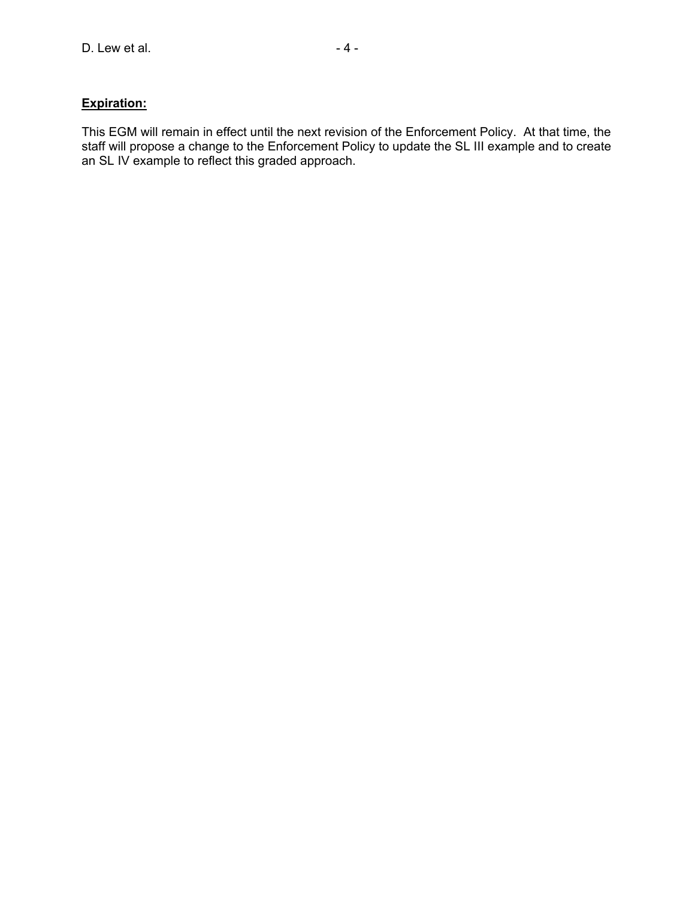**Expiration:**

This EGM will remain in effect until the next revision of the Enforcement Policy. At that time, the staff will propose a change to the Enforcement Policy to update the SL III example and to create an SL IV example to reflect this graded approach.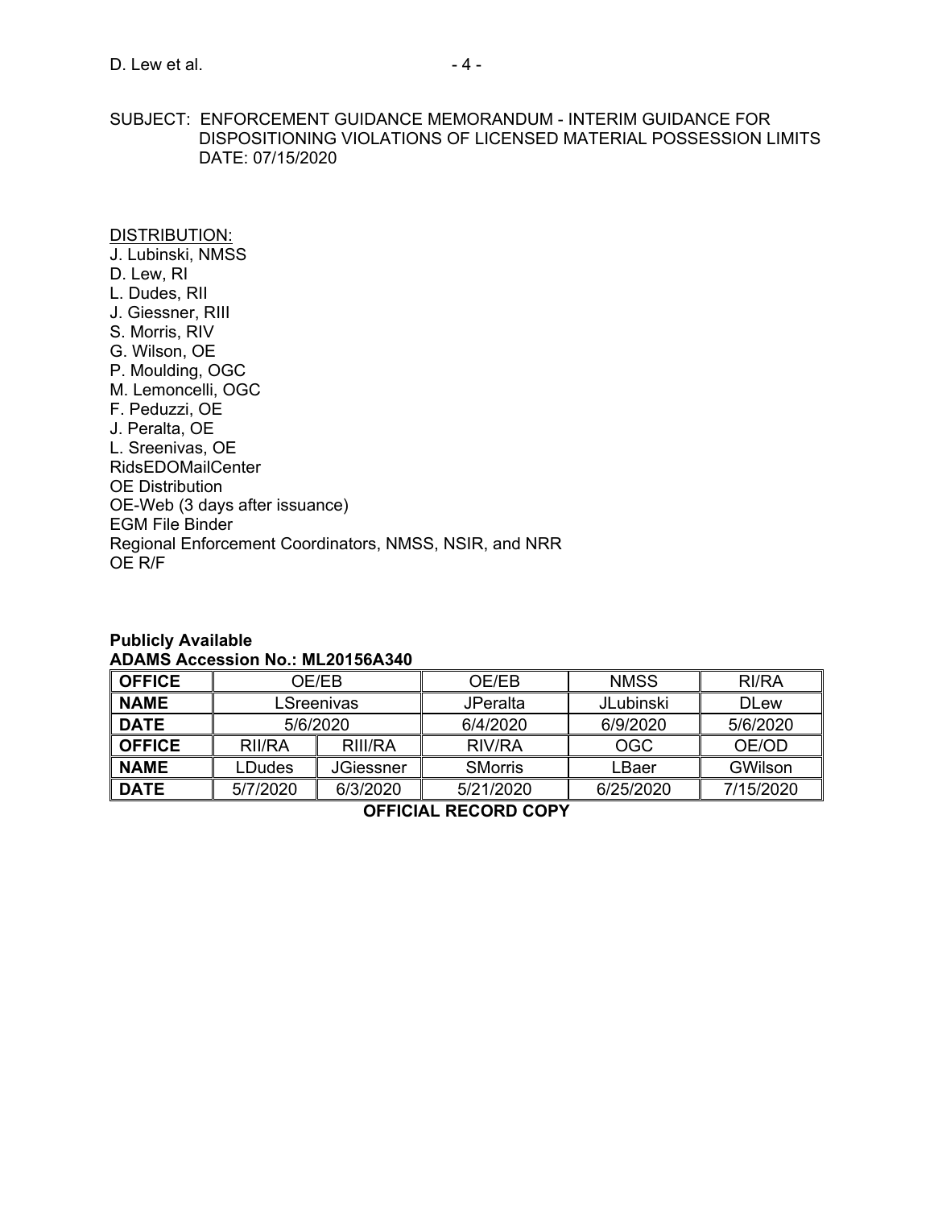SUBJECT: ENFORCEMENT GUIDANCE MEMORANDUM - INTERIM GUIDANCE FOR DISPOSITIONING VIOLATIONS OF LICENSED MATERIAL POSSESSION LIMITS DATE: 07/15/2020

DISTRIBUTION:
J. Lubinski, NMSS
D. Lew, RI
L. Dudes, RII
J. Giessner, RIII
S. Morris, RIV
G. Wilson, OE
P. Moulding, OGC
M. Lemoncelli, OGC
F. Peduzzi, OE
J. Peralta, OE
L. Sreenivas, OE
RidsEDOMailCenter
OE Distribution
OE-Web (3 days after issuance)
EGM File Binder
Regional Enforcement Coordinators, NMSS, NSIR, and NRR
OE R/F

**Publicly Available**
**ADAMS Accession No.: ML20156A340**

| **OFFICE** | OE/EB | | OE/EB | NMSS | RI/RA |
|---|---|---|---|---|---|
| **NAME** | LSreenivas | | JPeralta | JLubinski | DLew |
| **DATE** | 5/6/2020 | | 6/4/2020 | 6/9/2020 | 5/6/2020 |
| **OFFICE** | RII/RA | RIII/RA | RIV/RA | OGC | OE/OD |
| **NAME** | LDudes | JGiessner | SMorris | LBaer | GWilson |
| **DATE** | 5/7/2020 | 6/3/2020 | 5/21/2020 | 6/25/2020 | 7/15/2020 |

**OFFICIAL RECORD COPY**